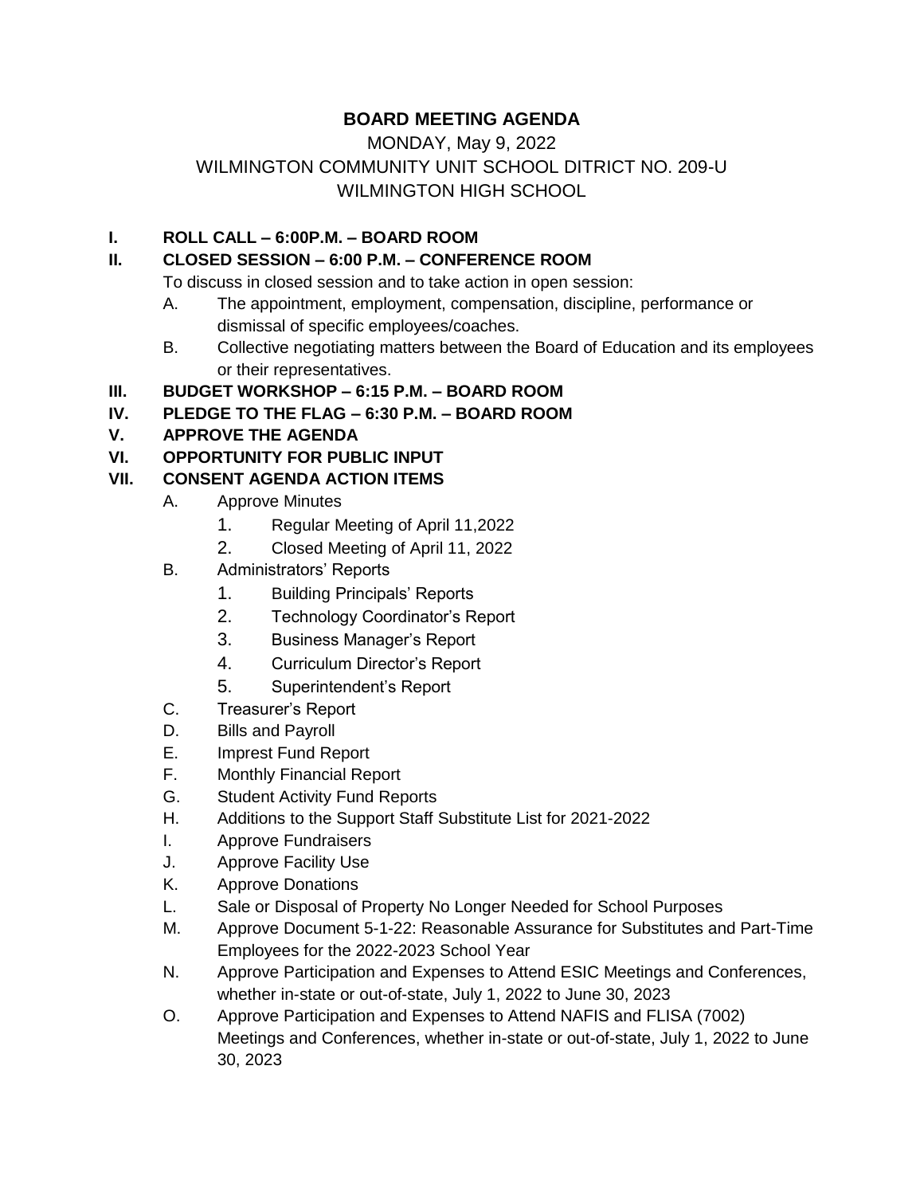# BOARD MEETING AGENDA

MONDAY, May 9, 2022

WILMINGTON COMMUNITY UNIT SCHOOL DITRICT NO. 209-U

WILMINGTON HIGH SCHOOL

**I. ROLL CALL – 6:00P.M. – BOARD ROOM**

**II. CLOSED SESSION – 6:00 P.M. – CONFERENCE ROOM**

To discuss in closed session and to take action in open session:

- A. The appointment, employment, compensation, discipline, performance or dismissal of specific employees/coaches.
- B. Collective negotiating matters between the Board of Education and its employees or their representatives.

**III. BUDGET WORKSHOP – 6:15 P.M. – BOARD ROOM**

**IV. PLEDGE TO THE FLAG – 6:30 P.M. – BOARD ROOM**

**V. APPROVE THE AGENDA**

**VI. OPPORTUNITY FOR PUBLIC INPUT**

**VII. CONSENT AGENDA ACTION ITEMS**

- A. Approve Minutes
  1. Regular Meeting of April 11,2022
  2. Closed Meeting of April 11, 2022
- B. Administrators' Reports
  1. Building Principals' Reports
  2. Technology Coordinator's Report
  3. Business Manager's Report
  4. Curriculum Director's Report
  5. Superintendent's Report
- C. Treasurer's Report
- D. Bills and Payroll
- E. Imprest Fund Report
- F. Monthly Financial Report
- G. Student Activity Fund Reports
- H. Additions to the Support Staff Substitute List for 2021-2022
- I. Approve Fundraisers
- J. Approve Facility Use
- K. Approve Donations
- L. Sale or Disposal of Property No Longer Needed for School Purposes
- M. Approve Document 5-1-22: Reasonable Assurance for Substitutes and Part-Time Employees for the 2022-2023 School Year
- N. Approve Participation and Expenses to Attend ESIC Meetings and Conferences, whether in-state or out-of-state, July 1, 2022 to June 30, 2023
- O. Approve Participation and Expenses to Attend NAFIS and FLISA (7002) Meetings and Conferences, whether in-state or out-of-state, July 1, 2022 to June 30, 2023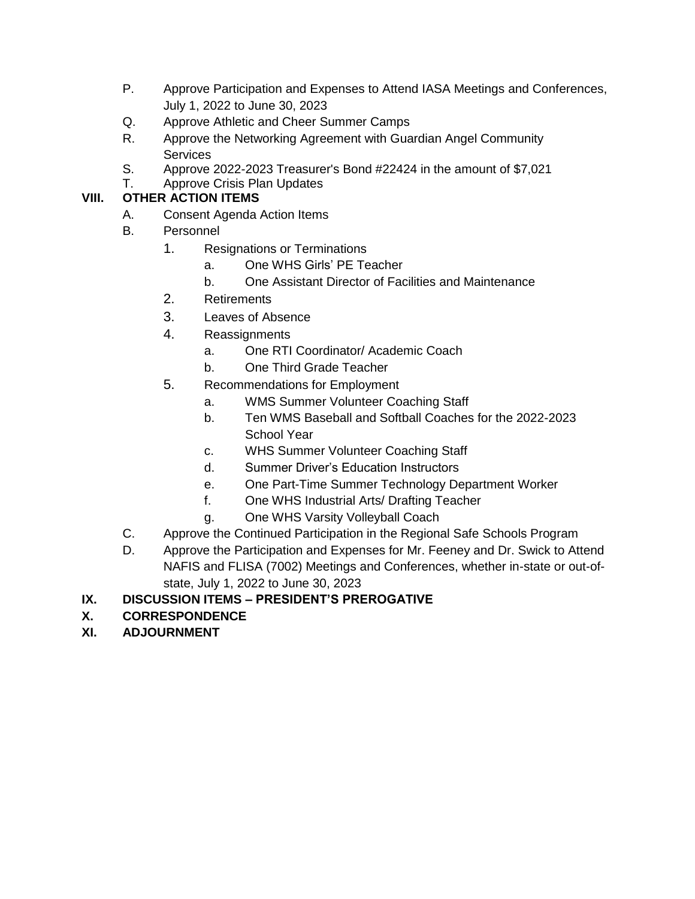P. Approve Participation and Expenses to Attend IASA Meetings and Conferences, July 1, 2022 to June 30, 2023

Q. Approve Athletic and Cheer Summer Camps

R. Approve the Networking Agreement with Guardian Angel Community Services

S. Approve 2022-2023 Treasurer's Bond #22424 in the amount of $7,021

T. Approve Crisis Plan Updates

**VIII. OTHER ACTION ITEMS**

A. Consent Agenda Action Items

B. Personnel

1. Resignations or Terminations
    a. One WHS Girls' PE Teacher
    b. One Assistant Director of Facilities and Maintenance
2. Retirements
3. Leaves of Absence
4. Reassignments
    a. One RTI Coordinator/ Academic Coach
    b. One Third Grade Teacher
5. Recommendations for Employment
    a. WMS Summer Volunteer Coaching Staff
    b. Ten WMS Baseball and Softball Coaches for the 2022-2023 School Year
    c. WHS Summer Volunteer Coaching Staff
    d. Summer Driver's Education Instructors
    e. One Part-Time Summer Technology Department Worker
    f. One WHS Industrial Arts/ Drafting Teacher
    g. One WHS Varsity Volleyball Coach

C. Approve the Continued Participation in the Regional Safe Schools Program

D. Approve the Participation and Expenses for Mr. Feeney and Dr. Swick to Attend NAFIS and FLISA (7002) Meetings and Conferences, whether in-state or out-of-state, July 1, 2022 to June 30, 2023

**IX. DISCUSSION ITEMS – PRESIDENT'S PREROGATIVE**

**X. CORRESPONDENCE**

**XI. ADJOURNMENT**